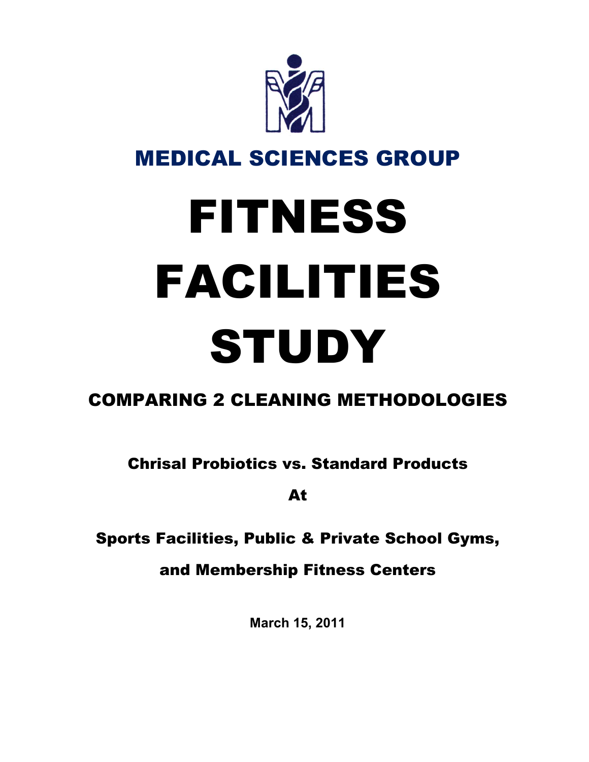## MEDICAL SCIENCES GROUP

# FITNESS FACILITIES STUDY

### COMPARING 2 CLEANING METHODOLOGIES

**Chrisal Probiotics vs. Standard Products**

**At**

**Sports Facilities, Public & Private School Gyms, and Membership Fitness Centers**

**March 15, 2011**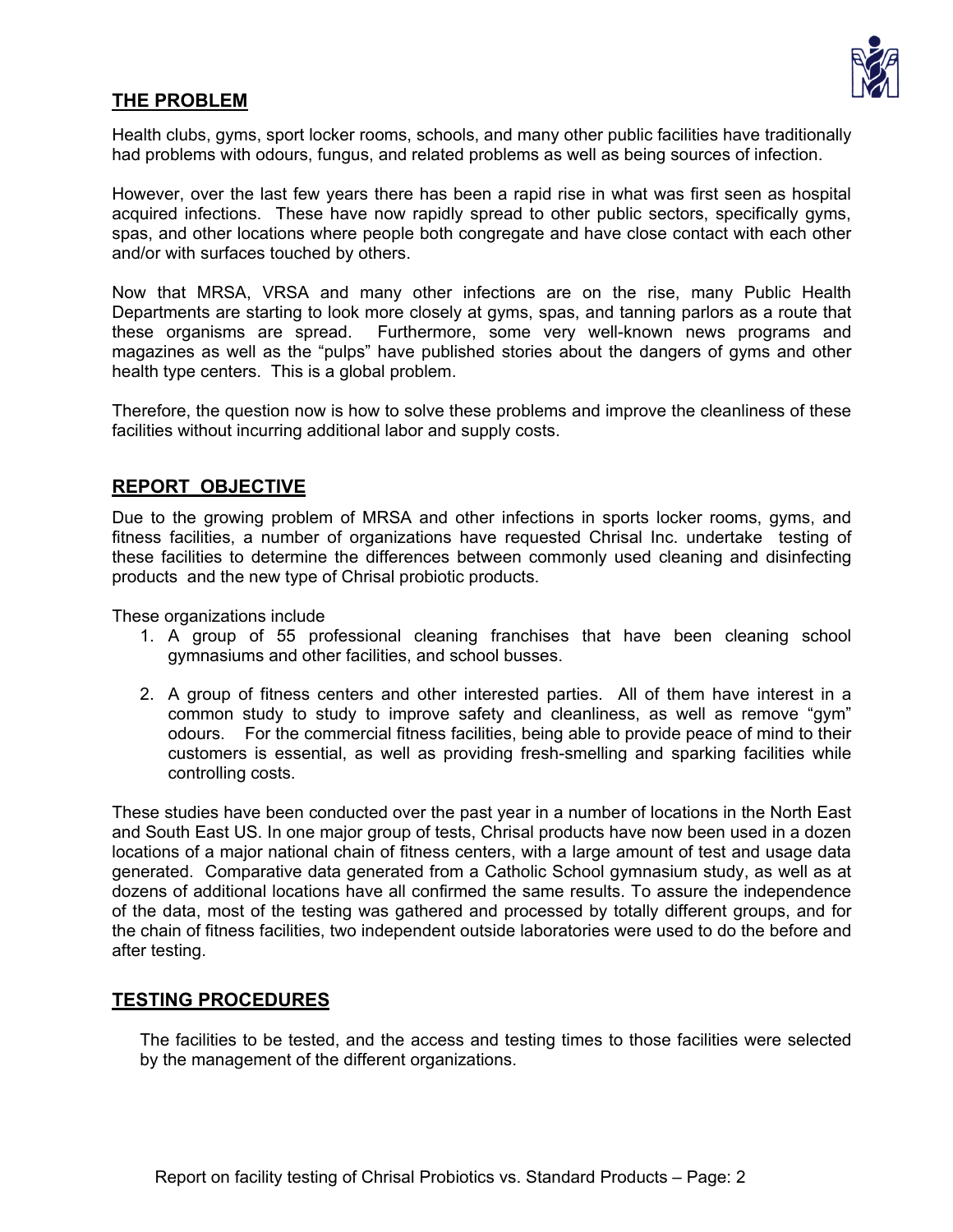## THE PROBLEM

Health clubs, gyms, sport locker rooms, schools, and many other public facilities have traditionally had problems with odours, fungus, and related problems as well as being sources of infection.

However, over the last few years there has been a rapid rise in what was first seen as hospital acquired infections. These have now rapidly spread to other public sectors, specifically gyms, spas, and other locations where people both congregate and have close contact with each other and/or with surfaces touched by others.

Now that MRSA, VRSA and many other infections are on the rise, many Public Health Departments are starting to look more closely at gyms, spas, and tanning parlors as a route that these organisms are spread. Furthermore, some very well-known news programs and magazines as well as the "pulps" have published stories about the dangers of gyms and other health type centers. This is a global problem.

Therefore, the question now is how to solve these problems and improve the cleanliness of these facilities without incurring additional labor and supply costs.

## REPORT OBJECTIVE

Due to the growing problem of MRSA and other infections in sports locker rooms, gyms, and fitness facilities, a number of organizations have requested Chrisal Inc. undertake testing of these facilities to determine the differences between commonly used cleaning and disinfecting products and the new type of Chrisal probiotic products.

These organizations include

1. A group of 55 professional cleaning franchises that have been cleaning school gymnasiums and other facilities, and school busses.
2. A group of fitness centers and other interested parties. All of them have interest in a common study to study to improve safety and cleanliness, as well as remove "gym" odours. For the commercial fitness facilities, being able to provide peace of mind to their customers is essential, as well as providing fresh-smelling and sparking facilities while controlling costs.

These studies have been conducted over the past year in a number of locations in the North East and South East US. In one major group of tests, Chrisal products have now been used in a dozen locations of a major national chain of fitness centers, with a large amount of test and usage data generated. Comparative data generated from a Catholic School gymnasium study, as well as at dozens of additional locations have all confirmed the same results. To assure the independence of the data, most of the testing was gathered and processed by totally different groups, and for the chain of fitness facilities, two independent outside laboratories were used to do the before and after testing.

## TESTING PROCEDURES

The facilities to be tested, and the access and testing times to those facilities were selected by the management of the different organizations.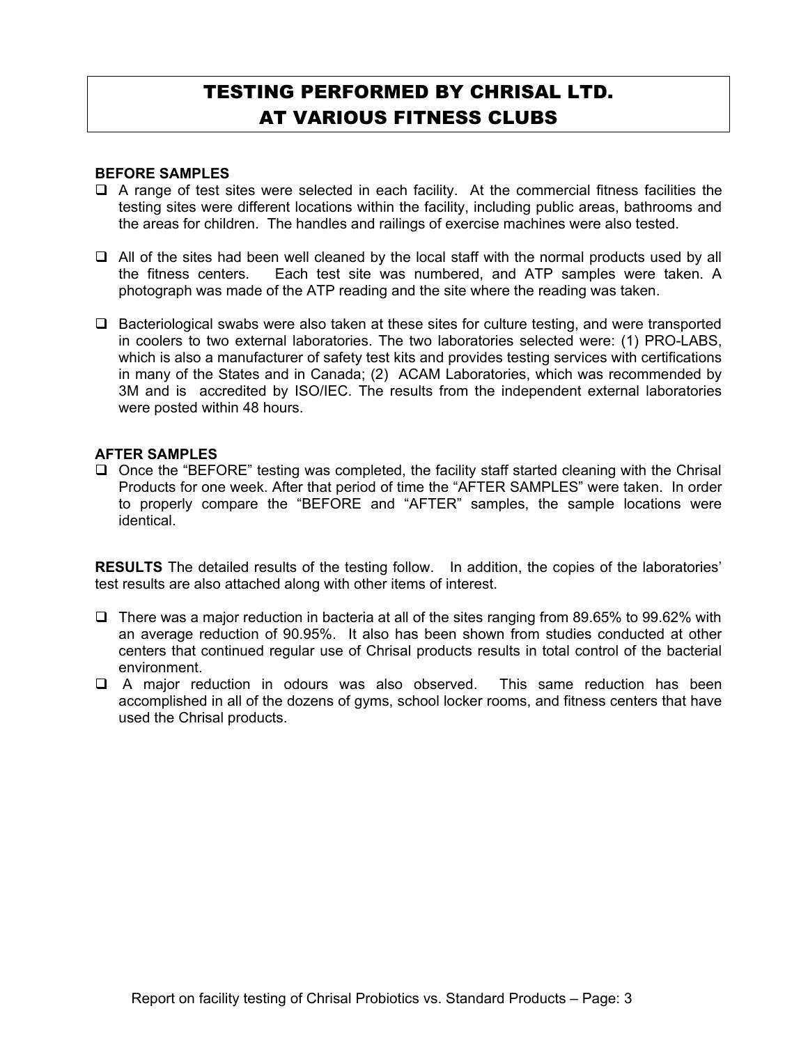# TESTING PERFORMED BY CHRISAL LTD. AT VARIOUS FITNESS CLUBS

**BEFORE SAMPLES**

- A range of test sites were selected in each facility. At the commercial fitness facilities the testing sites were different locations within the facility, including public areas, bathrooms and the areas for children. The handles and railings of exercise machines were also tested.
- All of the sites had been well cleaned by the local staff with the normal products used by all the fitness centers. Each test site was numbered, and ATP samples were taken. A photograph was made of the ATP reading and the site where the reading was taken.
- Bacteriological swabs were also taken at these sites for culture testing, and were transported in coolers to two external laboratories. The two laboratories selected were: (1) PRO-LABS, which is also a manufacturer of safety test kits and provides testing services with certifications in many of the States and in Canada; (2) ACAM Laboratories, which was recommended by 3M and is accredited by ISO/IEC. The results from the independent external laboratories were posted within 48 hours.

**AFTER SAMPLES**

- Once the "BEFORE" testing was completed, the facility staff started cleaning with the Chrisal Products for one week. After that period of time the "AFTER SAMPLES" were taken. In order to properly compare the "BEFORE and "AFTER" samples, the sample locations were identical.

**RESULTS** The detailed results of the testing follow. In addition, the copies of the laboratories' test results are also attached along with other items of interest.

- There was a major reduction in bacteria at all of the sites ranging from 89.65% to 99.62% with an average reduction of 90.95%. It also has been shown from studies conducted at other centers that continued regular use of Chrisal products results in total control of the bacterial environment.
- A major reduction in odours was also observed. This same reduction has been accomplished in all of the dozens of gyms, school locker rooms, and fitness centers that have used the Chrisal products.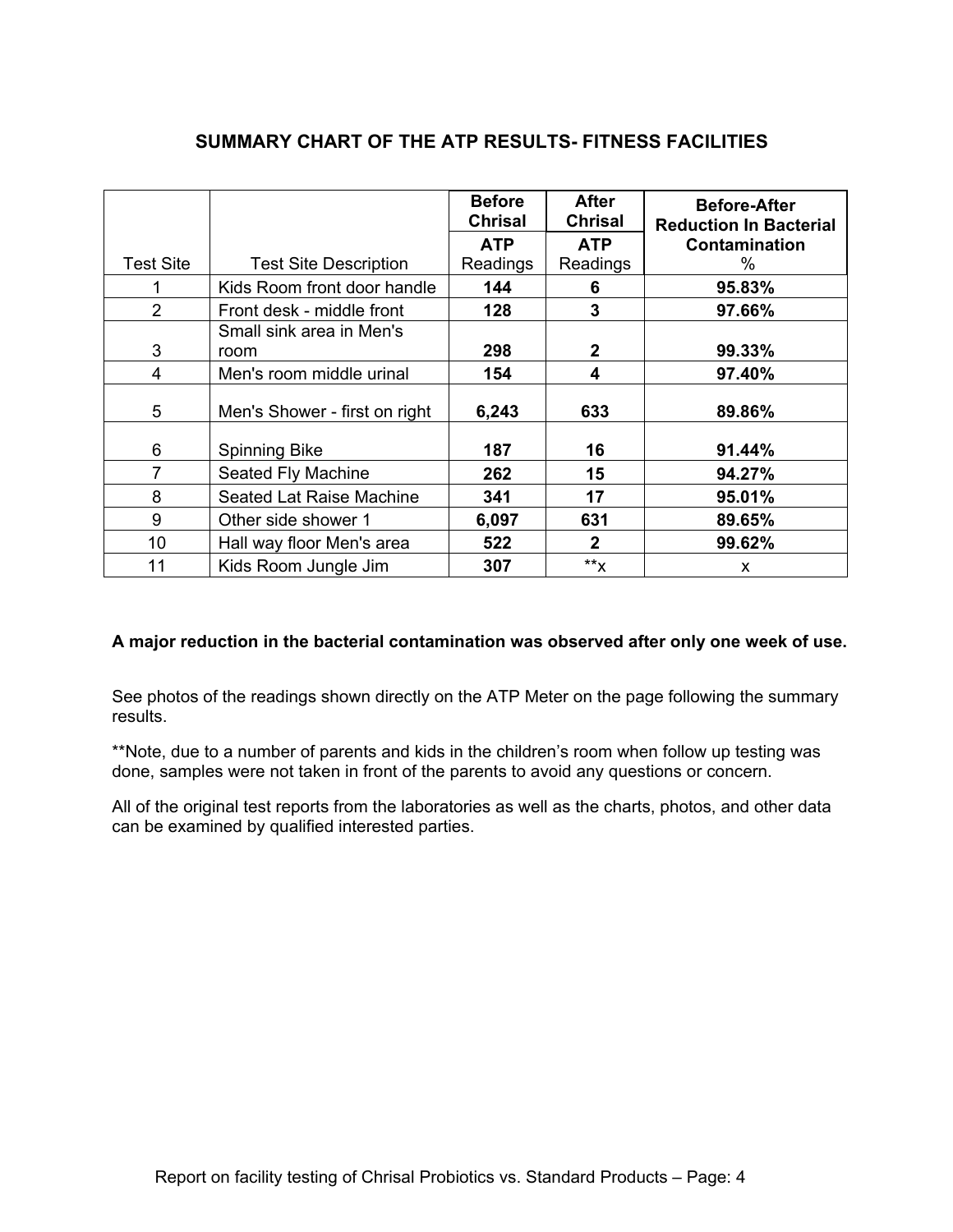## SUMMARY CHART OF THE ATP RESULTS- FITNESS FACILITIES

| Test Site | Test Site Description | Before Chrisal ATP Readings | After Chrisal ATP Readings | Before-After Reduction In Bacterial Contamination % |
|---|---|---|---|---|
| 1 | Kids Room front door handle | **144** | **6** | **95.83%** |
| 2 | Front desk - middle front | **128** | **3** | **97.66%** |
| 3 | Small sink area in Men's room | **298** | **2** | **99.33%** |
| 4 | Men's room middle urinal | **154** | **4** | **97.40%** |
| 5 | Men's Shower - first on right | **6,243** | **633** | **89.86%** |
| 6 | Spinning Bike | **187** | **16** | **91.44%** |
| 7 | Seated Fly Machine | **262** | **15** | **94.27%** |
| 8 | Seated Lat Raise Machine | **341** | **17** | **95.01%** |
| 9 | Other side shower 1 | **6,097** | **631** | **89.65%** |
| 10 | Hall way floor Men's area | **522** | **2** | **99.62%** |
| 11 | Kids Room Jungle Jim | **307** | **x | x |

**A major reduction in the bacterial contamination was observed after only one week of use.**

See photos of the readings shown directly on the ATP Meter on the page following the summary results.

**Note, due to a number of parents and kids in the children's room when follow up testing was done, samples were not taken in front of the parents to avoid any questions or concern.

All of the original test reports from the laboratories as well as the charts, photos, and other data can be examined by qualified interested parties.

Report on facility testing of Chrisal Probiotics vs. Standard Products – Page: 4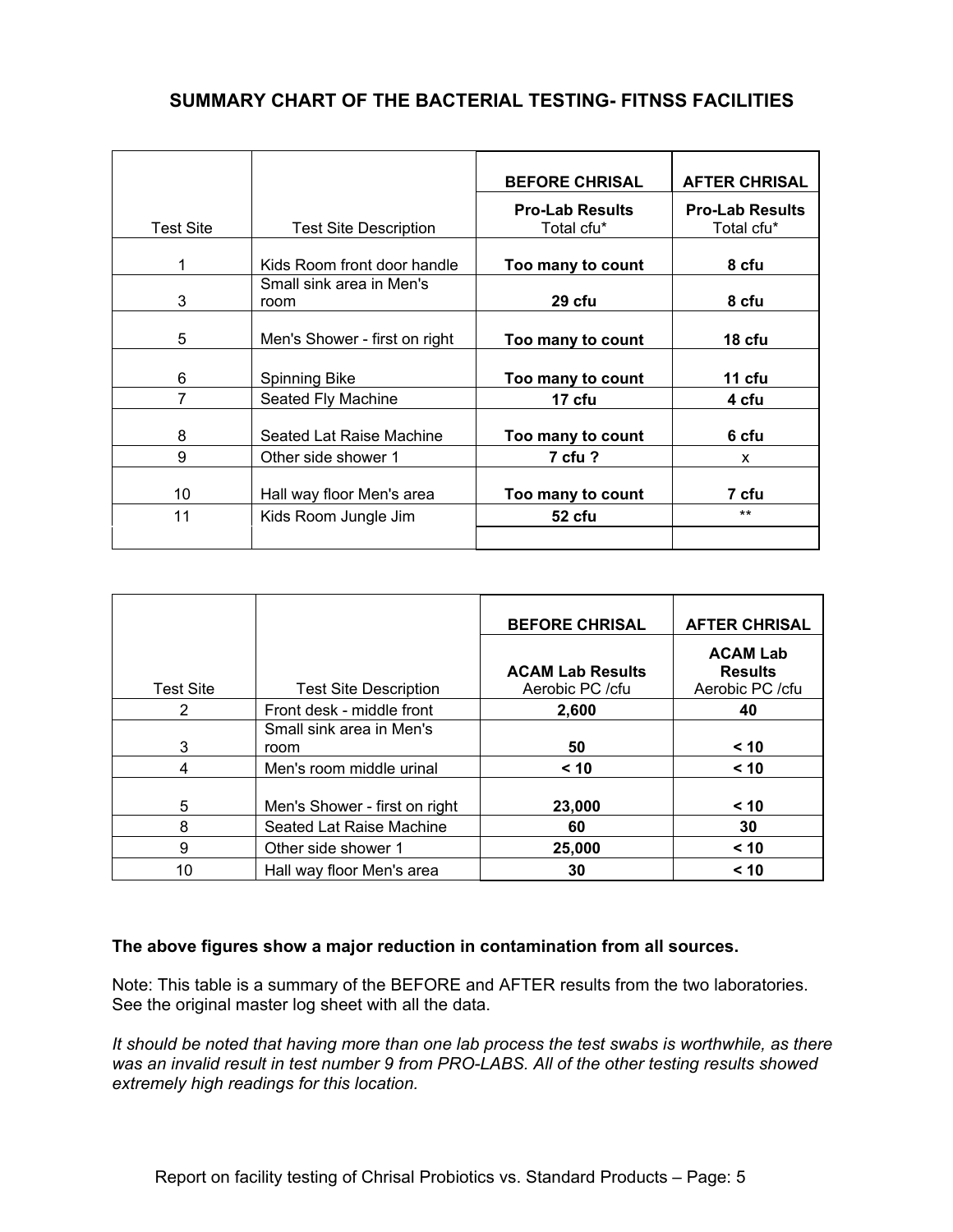## SUMMARY CHART OF THE BACTERIAL TESTING- FITNSS FACILITIES

| Test Site | Test Site Description | BEFORE CHRISAL<br>**Pro-Lab Results**<br>Total cfu* | AFTER CHRISAL<br>**Pro-Lab Results**<br>Total cfu* |
|---|---|---|---|
| 1 | Kids Room front door handle | **Too many to count** | **8 cfu** |
| 3 | Small sink area in Men's room | **29 cfu** | **8 cfu** |
| 5 | Men's Shower - first on right | **Too many to count** | **18 cfu** |
| 6 | Spinning Bike | **Too many to count** | **11 cfu** |
| 7 | Seated Fly Machine | **17 cfu** | **4 cfu** |
| 8 | Seated Lat Raise Machine | **Too many to count** | **6 cfu** |
| 9 | Other side shower 1 | **7 cfu ?** | x |
| 10 | Hall way floor Men's area | **Too many to count** | **7 cfu** |
| 11 | Kids Room Jungle Jim | **52 cfu** | ** |
| | | | |

| Test Site | Test Site Description | BEFORE CHRISAL<br>**ACAM Lab Results**<br>Aerobic PC /cfu | AFTER CHRISAL<br>**ACAM Lab Results**<br>Aerobic PC /cfu |
|---|---|---|---|
| 2 | Front desk - middle front | **2,600** | **40** |
| 3 | Small sink area in Men's room | **50** | **< 10** |
| 4 | Men's room middle urinal | **< 10** | **< 10** |
| 5 | Men's Shower - first on right | **23,000** | **< 10** |
| 8 | Seated Lat Raise Machine | **60** | **30** |
| 9 | Other side shower 1 | **25,000** | **< 10** |
| 10 | Hall way floor Men's area | **30** | **< 10** |

**The above figures show a major reduction in contamination from all sources.**

Note: This table is a summary of the BEFORE and AFTER results from the two laboratories. See the original master log sheet with all the data.

*It should be noted that having more than one lab process the test swabs is worthwhile, as there was an invalid result in test number 9 from PRO-LABS. All of the other testing results showed extremely high readings for this location.*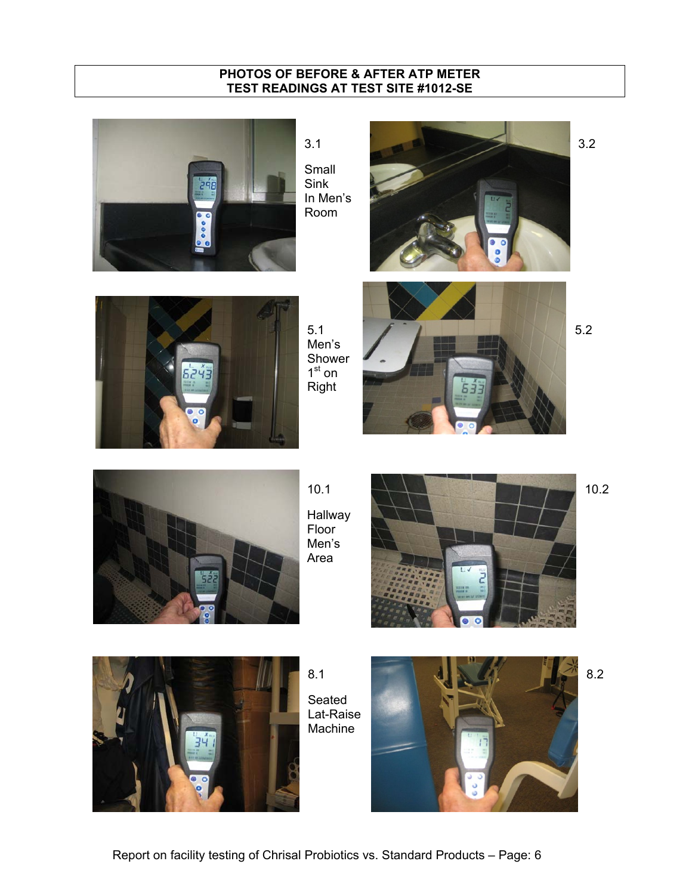**PHOTOS OF BEFORE & AFTER ATP METER TEST READINGS AT TEST SITE #1012-SE**

3.1

Small Sink In Men's Room

3.2

5.1 Men's Shower 1st on Right

5.2

10.1

Hallway Floor Men's Area

10.2

8.1

Seated Lat-Raise Machine

8.2

Report on facility testing of Chrisal Probiotics vs. Standard Products – Page: 6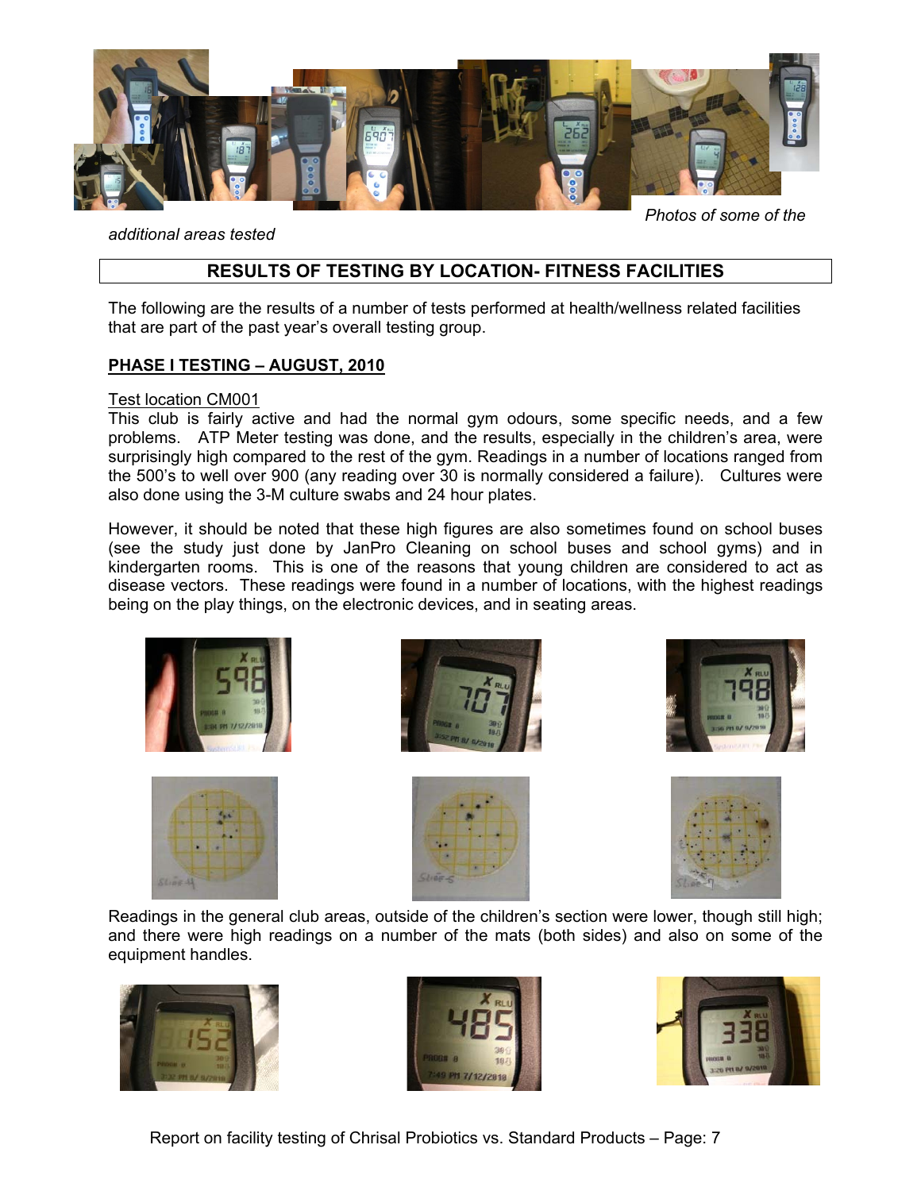*Photos of some of the additional areas tested*

## RESULTS OF TESTING BY LOCATION- FITNESS FACILITIES

The following are the results of a number of tests performed at health/wellness related facilities that are part of the past year's overall testing group.

### PHASE I TESTING – AUGUST, 2010

Test location CM001

This club is fairly active and had the normal gym odours, some specific needs, and a few problems. ATP Meter testing was done, and the results, especially in the children's area, were surprisingly high compared to the rest of the gym. Readings in a number of locations ranged from the 500's to well over 900 (any reading over 30 is normally considered a failure). Cultures were also done using the 3-M culture swabs and 24 hour plates.

However, it should be noted that these high figures are also sometimes found on school buses (see the study just done by JanPro Cleaning on school buses and school gyms) and in kindergarten rooms. This is one of the reasons that young children are considered to act as disease vectors. These readings were found in a number of locations, with the highest readings being on the play things, on the electronic devices, and in seating areas.

Readings in the general club areas, outside of the children's section were lower, though still high; and there were high readings on a number of the mats (both sides) and also on some of the equipment handles.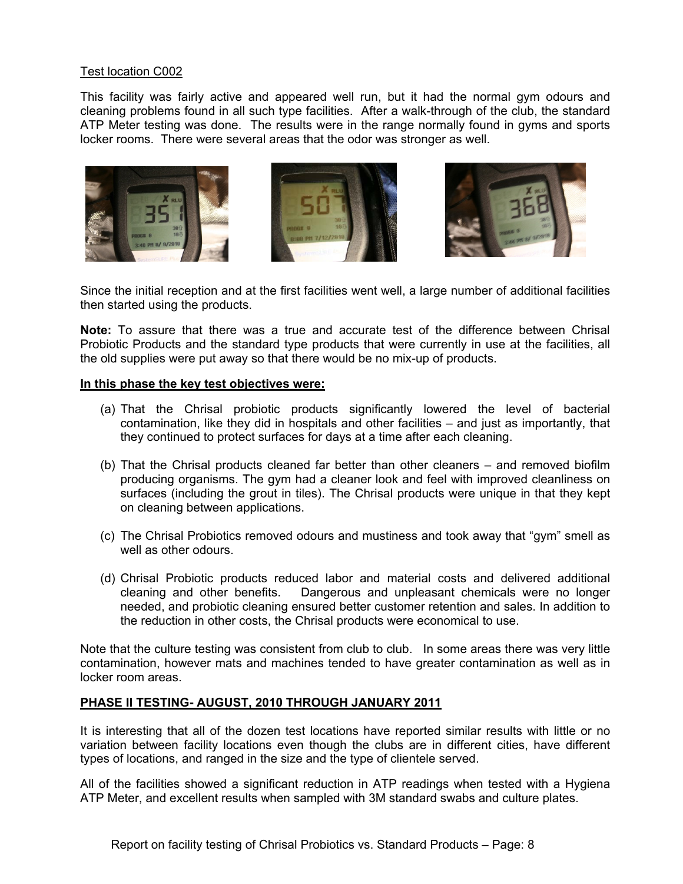Test location C002

This facility was fairly active and appeared well run, but it had the normal gym odours and cleaning problems found in all such type facilities. After a walk-through of the club, the standard ATP Meter testing was done. The results were in the range normally found in gyms and sports locker rooms. There were several areas that the odor was stronger as well.

Since the initial reception and at the first facilities went well, a large number of additional facilities then started using the products.

**Note:** To assure that there was a true and accurate test of the difference between Chrisal Probiotic Products and the standard type products that were currently in use at the facilities, all the old supplies were put away so that there would be no mix-up of products.

**In this phase the key test objectives were:**

(a) That the Chrisal probiotic products significantly lowered the level of bacterial contamination, like they did in hospitals and other facilities – and just as importantly, that they continued to protect surfaces for days at a time after each cleaning.

(b) That the Chrisal products cleaned far better than other cleaners – and removed biofilm producing organisms. The gym had a cleaner look and feel with improved cleanliness on surfaces (including the grout in tiles). The Chrisal products were unique in that they kept on cleaning between applications.

(c) The Chrisal Probiotics removed odours and mustiness and took away that "gym" smell as well as other odours.

(d) Chrisal Probiotic products reduced labor and material costs and delivered additional cleaning and other benefits. Dangerous and unpleasant chemicals were no longer needed, and probiotic cleaning ensured better customer retention and sales. In addition to the reduction in other costs, the Chrisal products were economical to use.

Note that the culture testing was consistent from club to club. In some areas there was very little contamination, however mats and machines tended to have greater contamination as well as in locker room areas.

**PHASE II TESTING- AUGUST, 2010 THROUGH JANUARY 2011**

It is interesting that all of the dozen test locations have reported similar results with little or no variation between facility locations even though the clubs are in different cities, have different types of locations, and ranged in the size and the type of clientele served.

All of the facilities showed a significant reduction in ATP readings when tested with a Hygiena ATP Meter, and excellent results when sampled with 3M standard swabs and culture plates.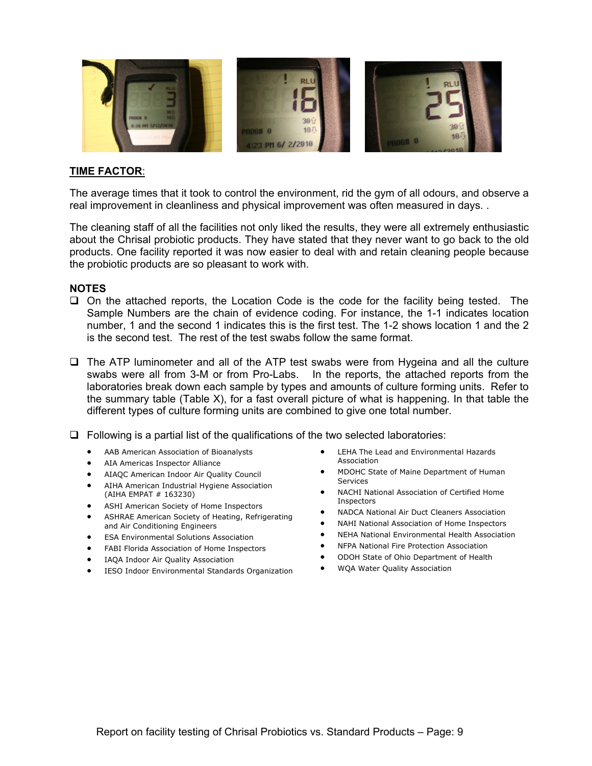## TIME FACTOR:

The average times that it took to control the environment, rid the gym of all odours, and observe a real improvement in cleanliness and physical improvement was often measured in days. .

The cleaning staff of all the facilities not only liked the results, they were all extremely enthusiastic about the Chrisal probiotic products. They have stated that they never want to go back to the old products. One facility reported it was now easier to deal with and retain cleaning people because the probiotic products are so pleasant to work with.

## NOTES

- On the attached reports, the Location Code is the code for the facility being tested. The Sample Numbers are the chain of evidence coding. For instance, the 1-1 indicates location number, 1 and the second 1 indicates this is the first test. The 1-2 shows location 1 and the 2 is the second test. The rest of the test swabs follow the same format.

- The ATP luminometer and all of the ATP test swabs were from Hygeina and all the culture swabs were all from 3-M or from Pro-Labs. In the reports, the attached reports from the laboratories break down each sample by types and amounts of culture forming units. Refer to the summary table (Table X), for a fast overall picture of what is happening. In that table the different types of culture forming units are combined to give one total number.

- Following is a partial list of the qualifications of the two selected laboratories:

  - AAB American Association of Bioanalysts
  - AIA Americas Inspector Alliance
  - AIAQC American Indoor Air Quality Council
  - AIHA American Industrial Hygiene Association (AIHA EMPAT # 163230)
  - ASHI American Society of Home Inspectors
  - ASHRAE American Society of Heating, Refrigerating and Air Conditioning Engineers
  - ESA Environmental Solutions Association
  - FABI Florida Association of Home Inspectors
  - IAQA Indoor Air Quality Association
  - IESO Indoor Environmental Standards Organization
  - LEHA The Lead and Environmental Hazards Association
  - MDOHC State of Maine Department of Human Services
  - NACHI National Association of Certified Home Inspectors
  - NADCA National Air Duct Cleaners Association
  - NAHI National Association of Home Inspectors
  - NEHA National Environmental Health Association
  - NFPA National Fire Protection Association
  - ODOH State of Ohio Department of Health
  - WQA Water Quality Association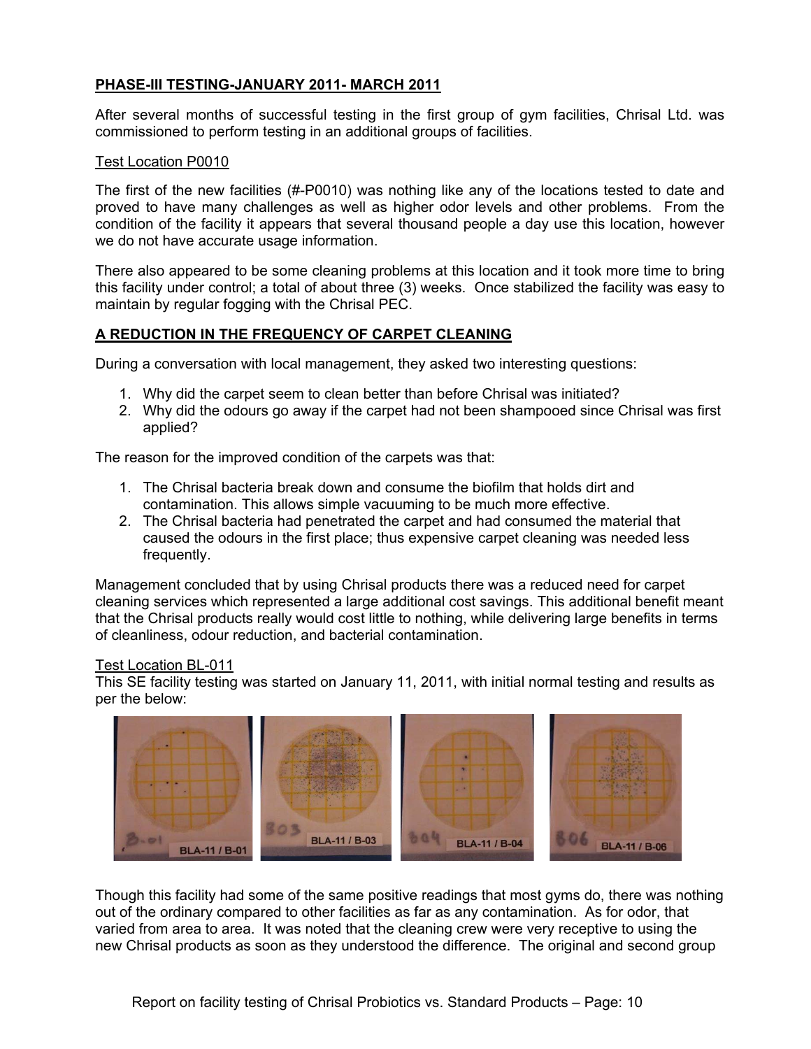**PHASE-III TESTING-JANUARY 2011- MARCH 2011**

After several months of successful testing in the first group of gym facilities, Chrisal Ltd. was commissioned to perform testing in an additional groups of facilities.

Test Location P0010

The first of the new facilities (#-P0010) was nothing like any of the locations tested to date and proved to have many challenges as well as higher odor levels and other problems. From the condition of the facility it appears that several thousand people a day use this location, however we do not have accurate usage information.

There also appeared to be some cleaning problems at this location and it took more time to bring this facility under control; a total of about three (3) weeks. Once stabilized the facility was easy to maintain by regular fogging with the Chrisal PEC.

**A REDUCTION IN THE FREQUENCY OF CARPET CLEANING**

During a conversation with local management, they asked two interesting questions:

1. Why did the carpet seem to clean better than before Chrisal was initiated?
2. Why did the odours go away if the carpet had not been shampooed since Chrisal was first applied?

The reason for the improved condition of the carpets was that:

1. The Chrisal bacteria break down and consume the biofilm that holds dirt and contamination. This allows simple vacuuming to be much more effective.
2. The Chrisal bacteria had penetrated the carpet and had consumed the material that caused the odours in the first place; thus expensive carpet cleaning was needed less frequently.

Management concluded that by using Chrisal products there was a reduced need for carpet cleaning services which represented a large additional cost savings. This additional benefit meant that the Chrisal products really would cost little to nothing, while delivering large benefits in terms of cleanliness, odour reduction, and bacterial contamination.

Test Location BL-011

This SE facility testing was started on January 11, 2011, with initial normal testing and results as per the below:

Though this facility had some of the same positive readings that most gyms do, there was nothing out of the ordinary compared to other facilities as far as any contamination. As for odor, that varied from area to area. It was noted that the cleaning crew were very receptive to using the new Chrisal products as soon as they understood the difference. The original and second group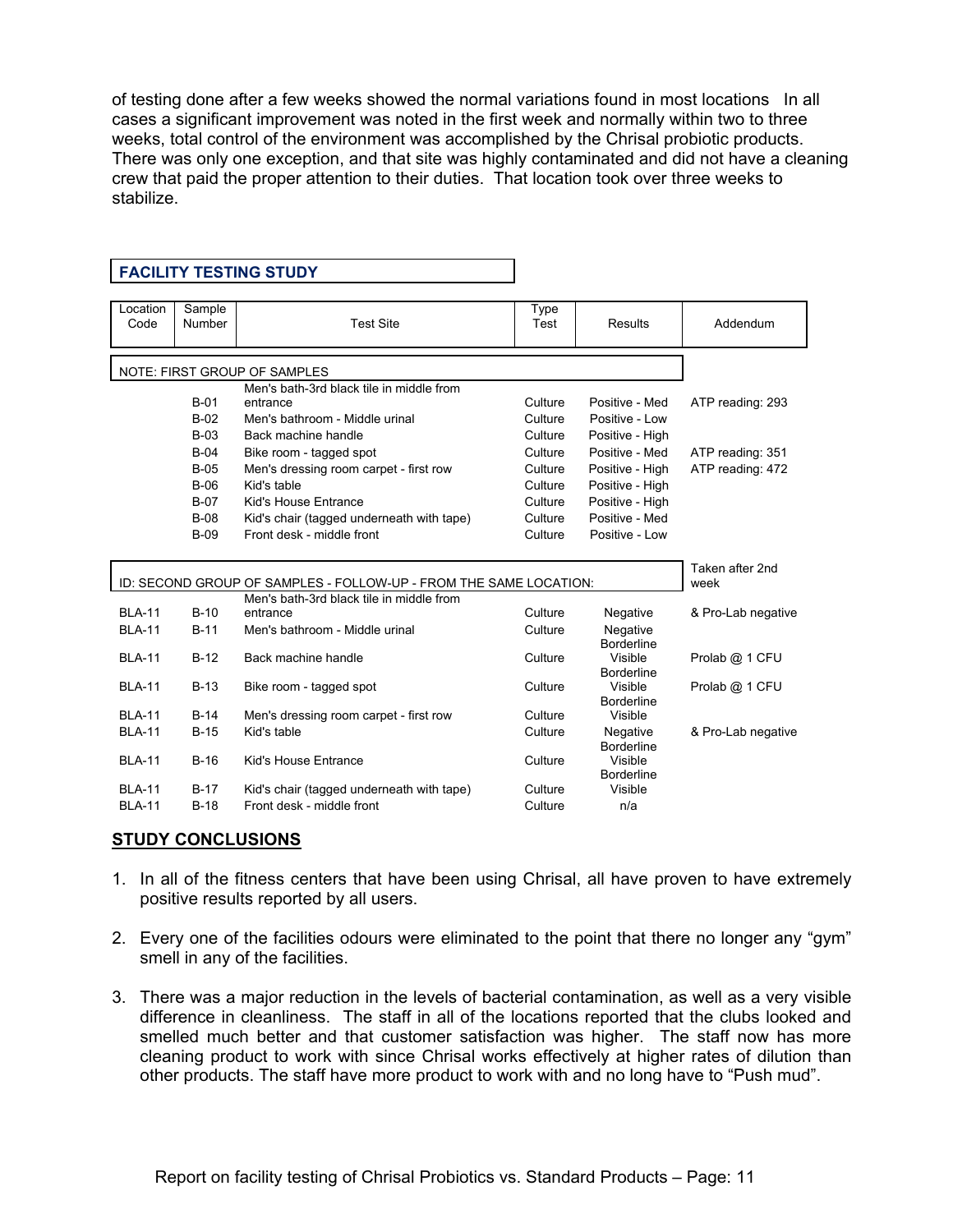of testing done after a few weeks showed the normal variations found in most locations In all cases a significant improvement was noted in the first week and normally within two to three weeks, total control of the environment was accomplished by the Chrisal probiotic products. There was only one exception, and that site was highly contaminated and did not have a cleaning crew that paid the proper attention to their duties. That location took over three weeks to stabilize.

**FACILITY TESTING STUDY**

| Location Code | Sample Number | Test Site | Type Test | Results | Addendum |
|---|---|---|---|---|---|
| NOTE: FIRST GROUP OF SAMPLES | | | | | |
| | B-01 | Men's bath-3rd black tile in middle from entrance | Culture | Positive - Med | ATP reading: 293 |
| | B-02 | Men's bathroom - Middle urinal | Culture | Positive - Low | |
| | B-03 | Back machine handle | Culture | Positive - High | |
| | B-04 | Bike room - tagged spot | Culture | Positive - Med | ATP reading: 351 |
| | B-05 | Men's dressing room carpet - first row | Culture | Positive - High | ATP reading: 472 |
| | B-06 | Kid's table | Culture | Positive - High | |
| | B-07 | Kid's House Entrance | Culture | Positive - High | |
| | B-08 | Kid's chair (tagged underneath with tape) | Culture | Positive - Med | |
| | B-09 | Front desk - middle front | Culture | Positive - Low | |
| ID: SECOND GROUP OF SAMPLES - FOLLOW-UP - FROM THE SAME LOCATION: | | | | | Taken after 2nd week |
| BLA-11 | B-10 | Men's bath-3rd black tile in middle from entrance | Culture | Negative | & Pro-Lab negative |
| BLA-11 | B-11 | Men's bathroom - Middle urinal | Culture | Negative | |
| BLA-11 | B-12 | Back machine handle | Culture | Borderline Visible | Prolab @ 1 CFU |
| BLA-11 | B-13 | Bike room - tagged spot | Culture | Borderline Visible | Prolab @ 1 CFU |
| BLA-11 | B-14 | Men's dressing room carpet - first row | Culture | Borderline Visible | |
| BLA-11 | B-15 | Kid's table | Culture | Negative | & Pro-Lab negative |
| BLA-11 | B-16 | Kid's House Entrance | Culture | Borderline Visible | |
| BLA-11 | B-17 | Kid's chair (tagged underneath with tape) | Culture | Borderline Visible | |
| BLA-11 | B-18 | Front desk - middle front | Culture | n/a | |

## STUDY CONCLUSIONS

1. In all of the fitness centers that have been using Chrisal, all have proven to have extremely positive results reported by all users.
2. Every one of the facilities odours were eliminated to the point that there no longer any "gym" smell in any of the facilities.
3. There was a major reduction in the levels of bacterial contamination, as well as a very visible difference in cleanliness. The staff in all of the locations reported that the clubs looked and smelled much better and that customer satisfaction was higher. The staff now has more cleaning product to work with since Chrisal works effectively at higher rates of dilution than other products. The staff have more product to work with and no long have to "Push mud".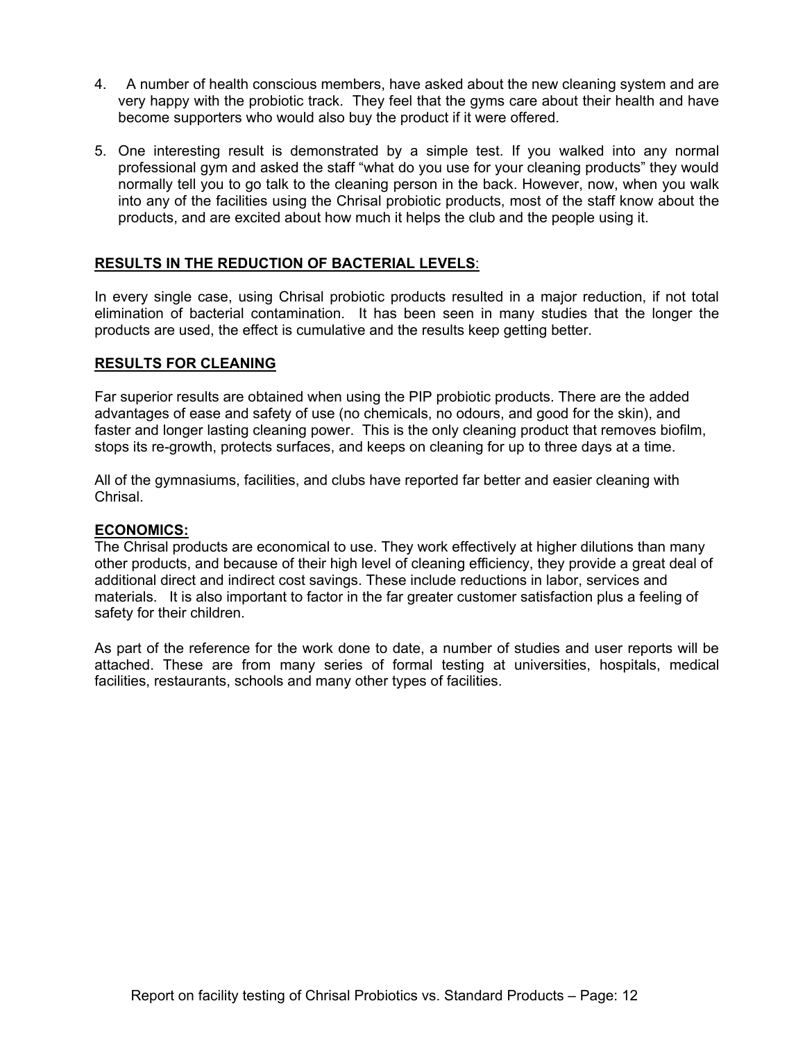4. A number of health conscious members, have asked about the new cleaning system and are very happy with the probiotic track. They feel that the gyms care about their health and have become supporters who would also buy the product if it were offered.

5. One interesting result is demonstrated by a simple test. If you walked into any normal professional gym and asked the staff "what do you use for your cleaning products" they would normally tell you to go talk to the cleaning person in the back. However, now, when you walk into any of the facilities using the Chrisal probiotic products, most of the staff know about the products, and are excited about how much it helps the club and the people using it.

**<u>RESULTS IN THE REDUCTION OF BACTERIAL LEVELS</u>**:

In every single case, using Chrisal probiotic products resulted in a major reduction, if not total elimination of bacterial contamination. It has been seen in many studies that the longer the products are used, the effect is cumulative and the results keep getting better.

**<u>RESULTS FOR CLEANING</u>**

Far superior results are obtained when using the PIP probiotic products. There are the added advantages of ease and safety of use (no chemicals, no odours, and good for the skin), and faster and longer lasting cleaning power. This is the only cleaning product that removes biofilm, stops its re-growth, protects surfaces, and keeps on cleaning for up to three days at a time.

All of the gymnasiums, facilities, and clubs have reported far better and easier cleaning with Chrisal.

**<u>ECONOMICS:</u>**

The Chrisal products are economical to use. They work effectively at higher dilutions than many other products, and because of their high level of cleaning efficiency, they provide a great deal of additional direct and indirect cost savings. These include reductions in labor, services and materials. It is also important to factor in the far greater customer satisfaction plus a feeling of safety for their children.

As part of the reference for the work done to date, a number of studies and user reports will be attached. These are from many series of formal testing at universities, hospitals, medical facilities, restaurants, schools and many other types of facilities.